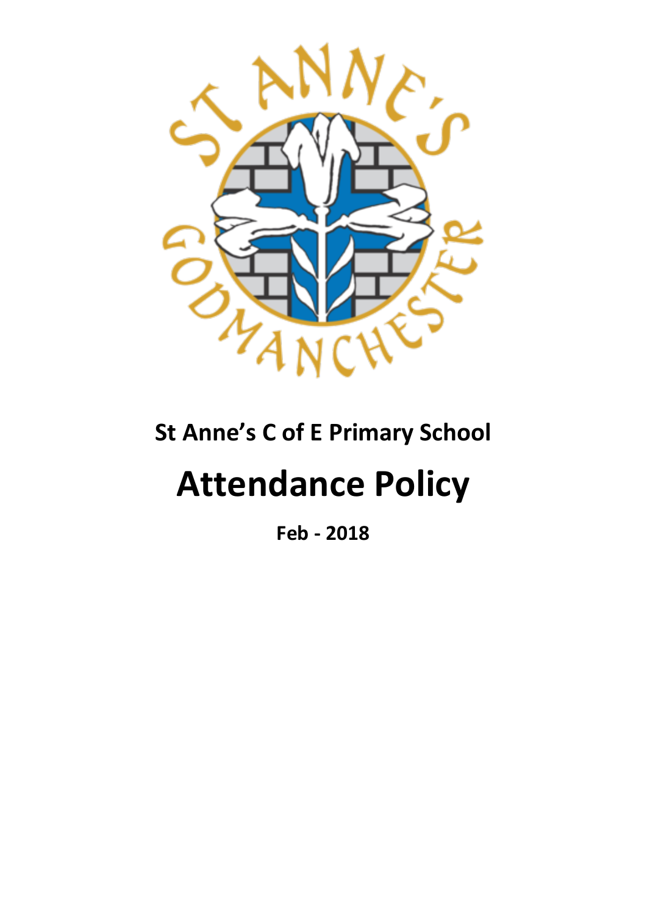**St Anne's C of E Primary School**

# Attendance Policy

**Feb - 2018**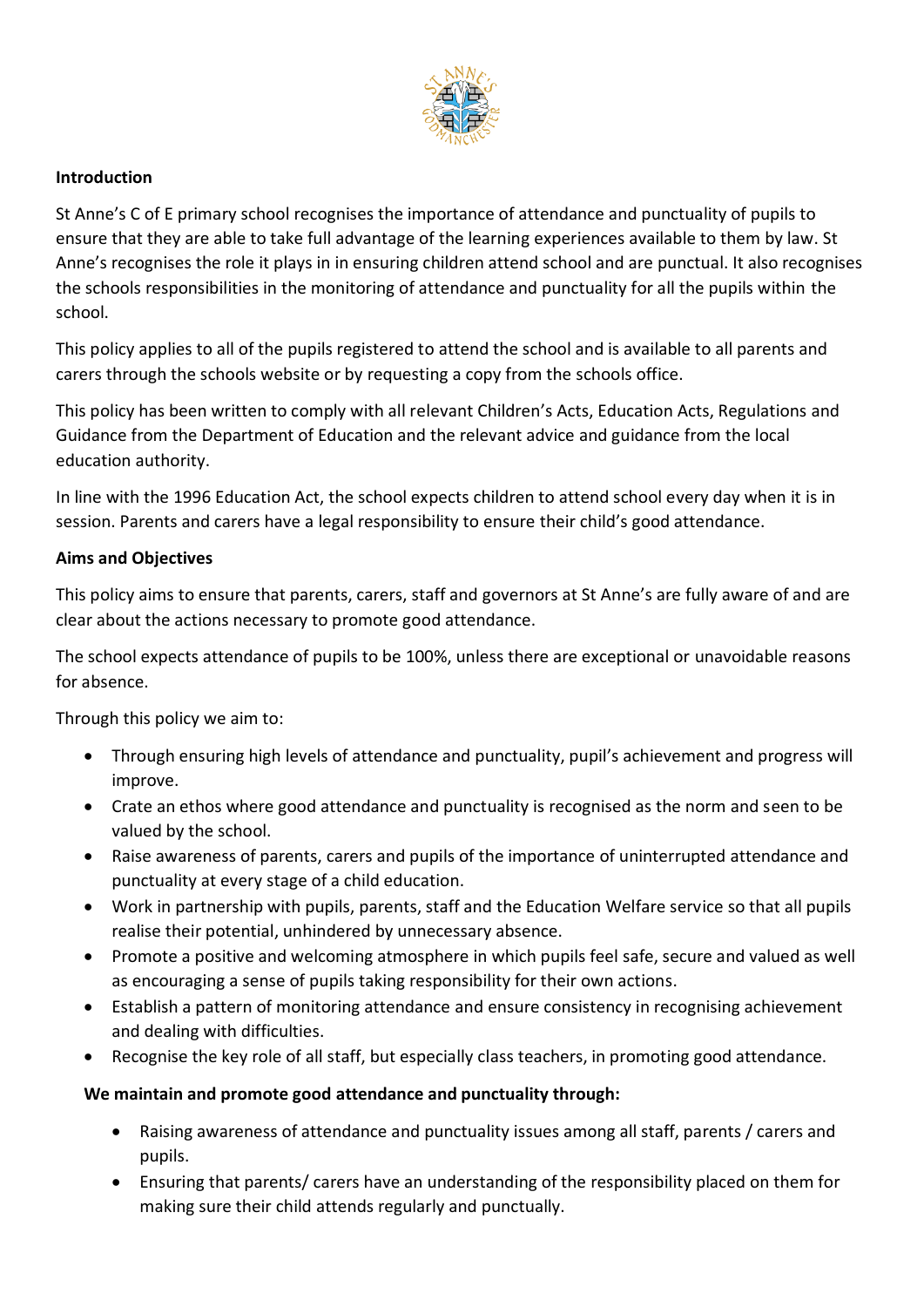**Introduction**

St Anne's C of E primary school recognises the importance of attendance and punctuality of pupils to ensure that they are able to take full advantage of the learning experiences available to them by law. St Anne's recognises the role it plays in in ensuring children attend school and are punctual. It also recognises the schools responsibilities in the monitoring of attendance and punctuality for all the pupils within the school.

This policy applies to all of the pupils registered to attend the school and is available to all parents and carers through the schools website or by requesting a copy from the schools office.

This policy has been written to comply with all relevant Children's Acts, Education Acts, Regulations and Guidance from the Department of Education and the relevant advice and guidance from the local education authority.

In line with the 1996 Education Act, the school expects children to attend school every day when it is in session. Parents and carers have a legal responsibility to ensure their child's good attendance.

**Aims and Objectives**

This policy aims to ensure that parents, carers, staff and governors at St Anne's are fully aware of and are clear about the actions necessary to promote good attendance.

The school expects attendance of pupils to be 100%, unless there are exceptional or unavoidable reasons for absence.

Through this policy we aim to:

- Through ensuring high levels of attendance and punctuality, pupil's achievement and progress will improve.
- Crate an ethos where good attendance and punctuality is recognised as the norm and seen to be valued by the school.
- Raise awareness of parents, carers and pupils of the importance of uninterrupted attendance and punctuality at every stage of a child education.
- Work in partnership with pupils, parents, staff and the Education Welfare service so that all pupils realise their potential, unhindered by unnecessary absence.
- Promote a positive and welcoming atmosphere in which pupils feel safe, secure and valued as well as encouraging a sense of pupils taking responsibility for their own actions.
- Establish a pattern of monitoring attendance and ensure consistency in recognising achievement and dealing with difficulties.
- Recognise the key role of all staff, but especially class teachers, in promoting good attendance.

**We maintain and promote good attendance and punctuality through:**

- Raising awareness of attendance and punctuality issues among all staff, parents / carers and pupils.
- Ensuring that parents/ carers have an understanding of the responsibility placed on them for making sure their child attends regularly and punctually.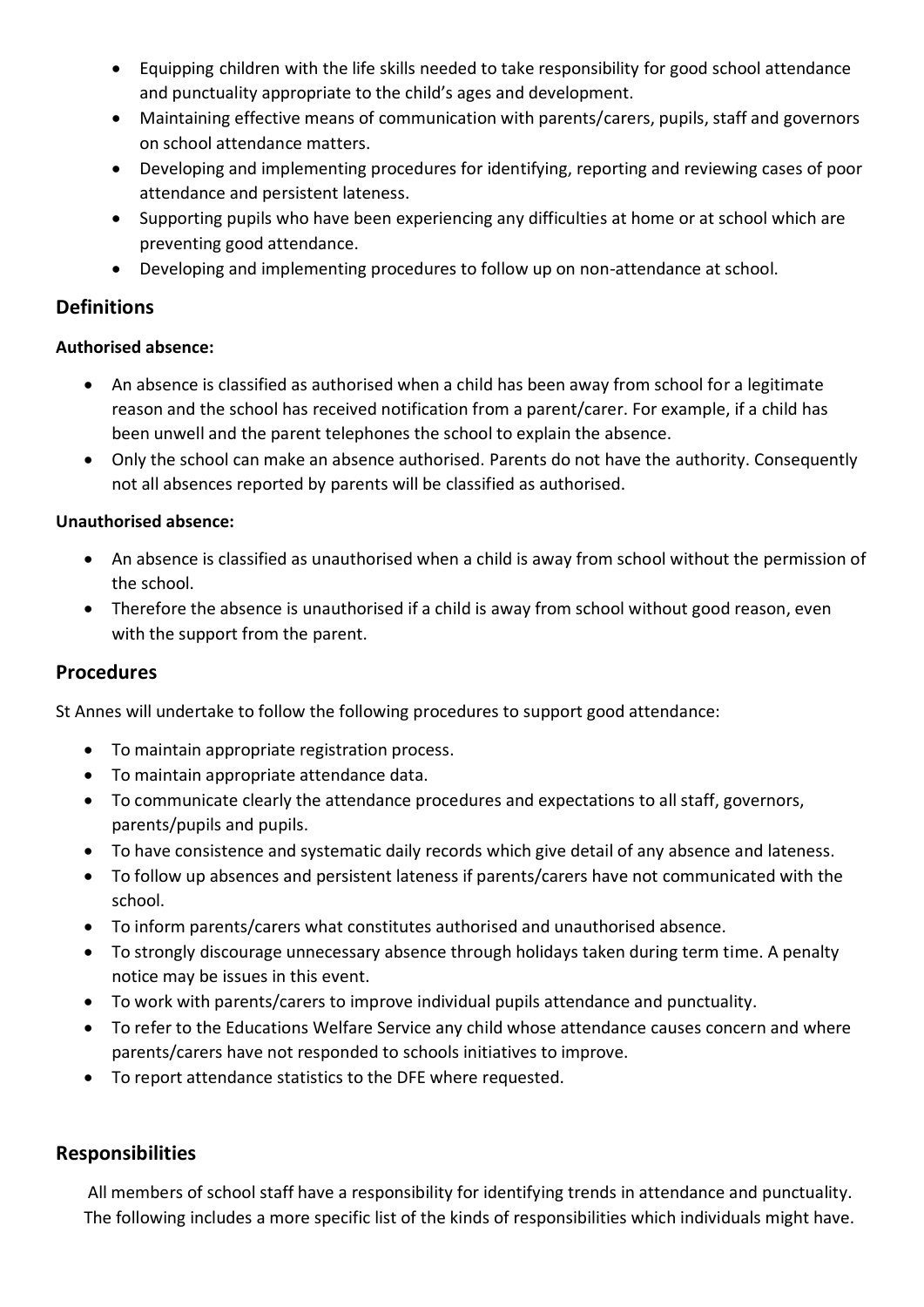- Equipping children with the life skills needed to take responsibility for good school attendance and punctuality appropriate to the child's ages and development.
- Maintaining effective means of communication with parents/carers, pupils, staff and governors on school attendance matters.
- Developing and implementing procedures for identifying, reporting and reviewing cases of poor attendance and persistent lateness.
- Supporting pupils who have been experiencing any difficulties at home or at school which are preventing good attendance.
- Developing and implementing procedures to follow up on non-attendance at school.

## Definitions

**Authorised absence:**

- An absence is classified as authorised when a child has been away from school for a legitimate reason and the school has received notification from a parent/carer. For example, if a child has been unwell and the parent telephones the school to explain the absence.
- Only the school can make an absence authorised. Parents do not have the authority. Consequently not all absences reported by parents will be classified as authorised.

**Unauthorised absence:**

- An absence is classified as unauthorised when a child is away from school without the permission of the school.
- Therefore the absence is unauthorised if a child is away from school without good reason, even with the support from the parent.

## Procedures

St Annes will undertake to follow the following procedures to support good attendance:

- To maintain appropriate registration process.
- To maintain appropriate attendance data.
- To communicate clearly the attendance procedures and expectations to all staff, governors, parents/pupils and pupils.
- To have consistence and systematic daily records which give detail of any absence and lateness.
- To follow up absences and persistent lateness if parents/carers have not communicated with the school.
- To inform parents/carers what constitutes authorised and unauthorised absence.
- To strongly discourage unnecessary absence through holidays taken during term time. A penalty notice may be issues in this event.
- To work with parents/carers to improve individual pupils attendance and punctuality.
- To refer to the Educations Welfare Service any child whose attendance causes concern and where parents/carers have not responded to schools initiatives to improve.
- To report attendance statistics to the DFE where requested.

## Responsibilities

All members of school staff have a responsibility for identifying trends in attendance and punctuality. The following includes a more specific list of the kinds of responsibilities which individuals might have.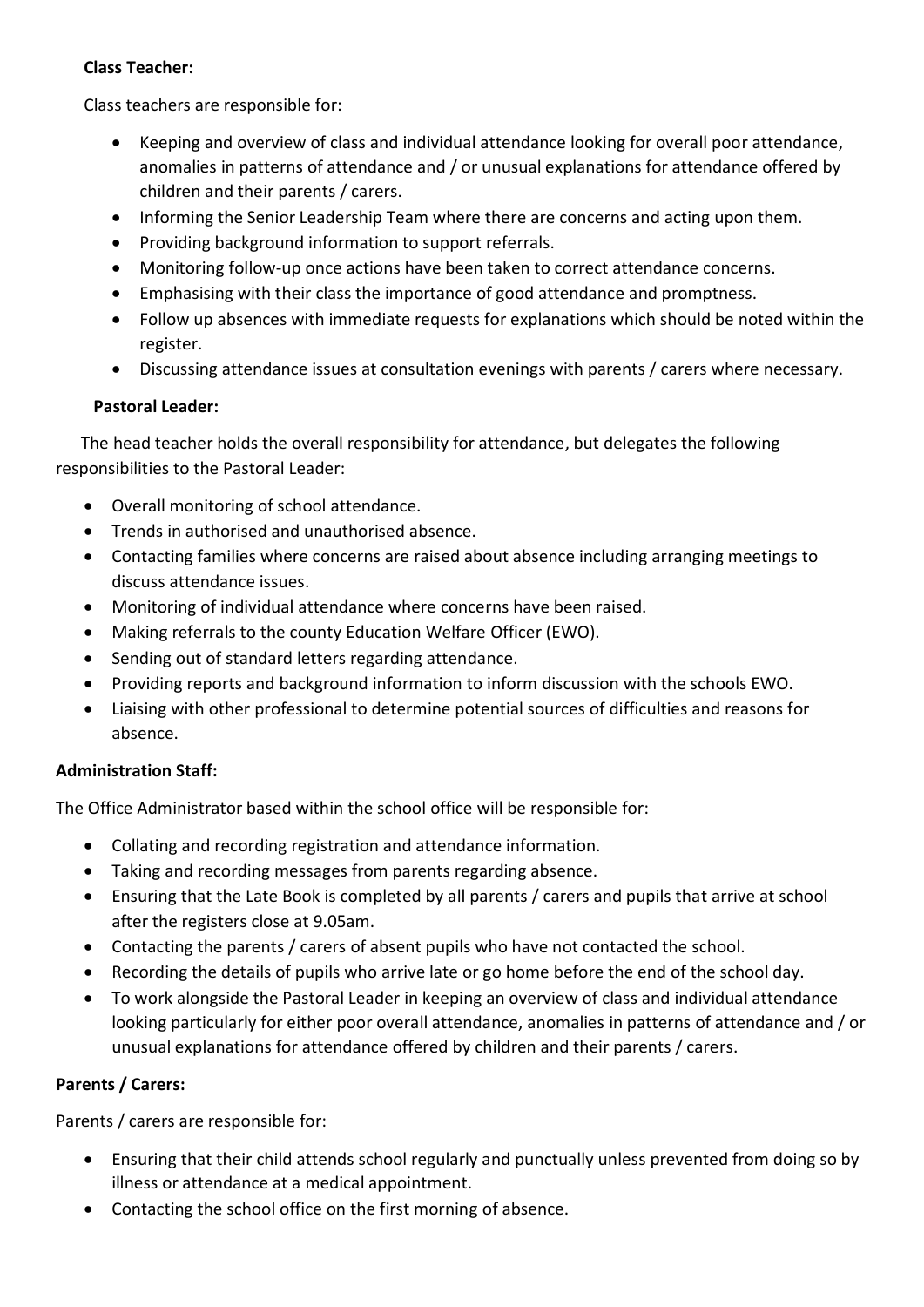**Class Teacher:**

Class teachers are responsible for:

- Keeping and overview of class and individual attendance looking for overall poor attendance, anomalies in patterns of attendance and / or unusual explanations for attendance offered by children and their parents / carers.
- Informing the Senior Leadership Team where there are concerns and acting upon them.
- Providing background information to support referrals.
- Monitoring follow-up once actions have been taken to correct attendance concerns.
- Emphasising with their class the importance of good attendance and promptness.
- Follow up absences with immediate requests for explanations which should be noted within the register.
- Discussing attendance issues at consultation evenings with parents / carers where necessary.

**Pastoral Leader:**

The head teacher holds the overall responsibility for attendance, but delegates the following responsibilities to the Pastoral Leader:

- Overall monitoring of school attendance.
- Trends in authorised and unauthorised absence.
- Contacting families where concerns are raised about absence including arranging meetings to discuss attendance issues.
- Monitoring of individual attendance where concerns have been raised.
- Making referrals to the county Education Welfare Officer (EWO).
- Sending out of standard letters regarding attendance.
- Providing reports and background information to inform discussion with the schools EWO.
- Liaising with other professional to determine potential sources of difficulties and reasons for absence.

**Administration Staff:**

The Office Administrator based within the school office will be responsible for:

- Collating and recording registration and attendance information.
- Taking and recording messages from parents regarding absence.
- Ensuring that the Late Book is completed by all parents / carers and pupils that arrive at school after the registers close at 9.05am.
- Contacting the parents / carers of absent pupils who have not contacted the school.
- Recording the details of pupils who arrive late or go home before the end of the school day.
- To work alongside the Pastoral Leader in keeping an overview of class and individual attendance looking particularly for either poor overall attendance, anomalies in patterns of attendance and / or unusual explanations for attendance offered by children and their parents / carers.

**Parents / Carers:**

Parents / carers are responsible for:

- Ensuring that their child attends school regularly and punctually unless prevented from doing so by illness or attendance at a medical appointment.
- Contacting the school office on the first morning of absence.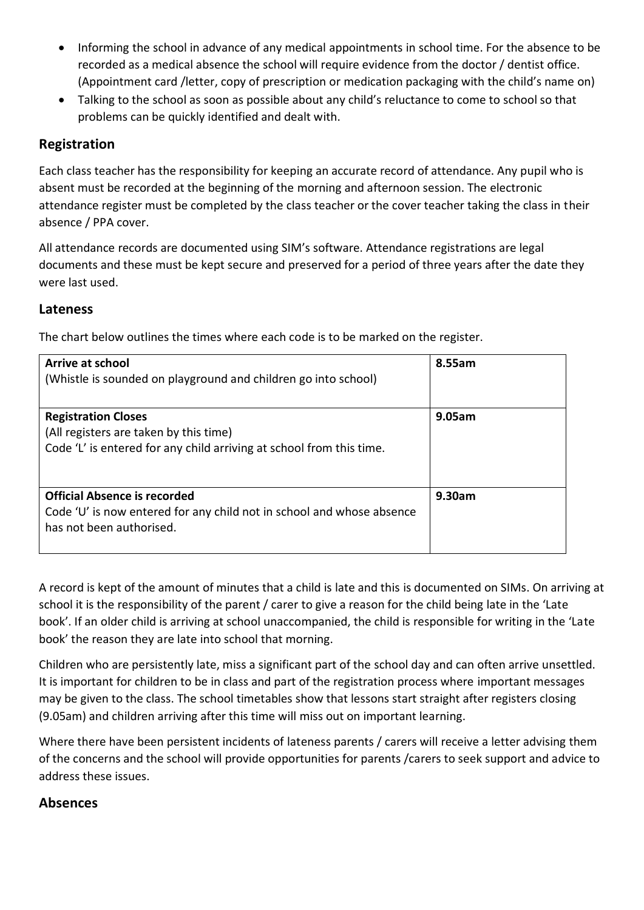- Informing the school in advance of any medical appointments in school time. For the absence to be recorded as a medical absence the school will require evidence from the doctor / dentist office. (Appointment card /letter, copy of prescription or medication packaging with the child's name on)
- Talking to the school as soon as possible about any child's reluctance to come to school so that problems can be quickly identified and dealt with.

## Registration

Each class teacher has the responsibility for keeping an accurate record of attendance. Any pupil who is absent must be recorded at the beginning of the morning and afternoon session. The electronic attendance register must be completed by the class teacher or the cover teacher taking the class in their absence / PPA cover.

All attendance records are documented using SIM's software. Attendance registrations are legal documents and these must be kept secure and preserved for a period of three years after the date they were last used.

## Lateness

The chart below outlines the times where each code is to be marked on the register.

| | |
|---|---|
| **Arrive at school**<br>(Whistle is sounded on playground and children go into school) | **8.55am** |
| **Registration Closes**<br>(All registers are taken by this time)<br>Code 'L' is entered for any child arriving at school from this time. | **9.05am** |
| **Official Absence is recorded**<br>Code 'U' is now entered for any child not in school and whose absence has not been authorised. | **9.30am** |

A record is kept of the amount of minutes that a child is late and this is documented on SIMs. On arriving at school it is the responsibility of the parent / carer to give a reason for the child being late in the 'Late book'. If an older child is arriving at school unaccompanied, the child is responsible for writing in the 'Late book' the reason they are late into school that morning.

Children who are persistently late, miss a significant part of the school day and can often arrive unsettled. It is important for children to be in class and part of the registration process where important messages may be given to the class. The school timetables show that lessons start straight after registers closing (9.05am) and children arriving after this time will miss out on important learning.

Where there have been persistent incidents of lateness parents / carers will receive a letter advising them of the concerns and the school will provide opportunities for parents /carers to seek support and advice to address these issues.

## Absences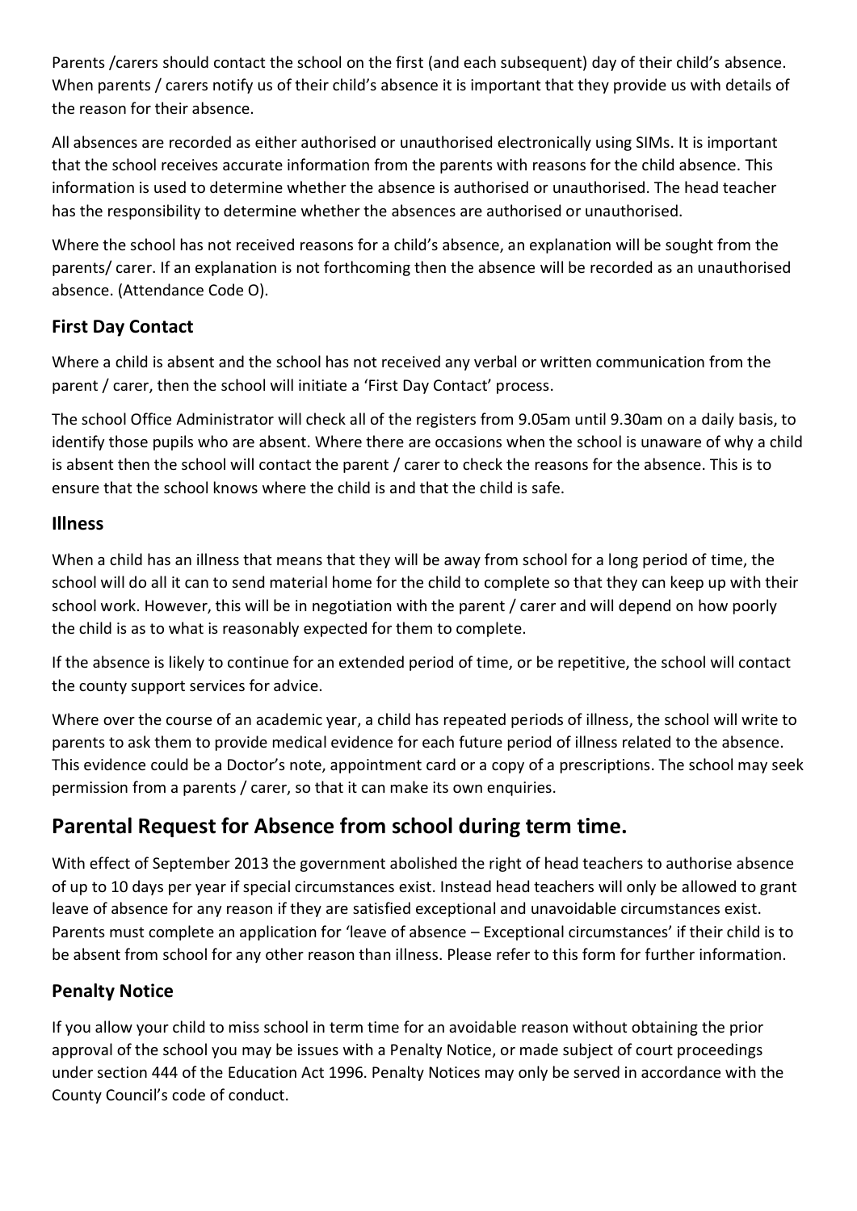Parents /carers should contact the school on the first (and each subsequent) day of their child's absence. When parents / carers notify us of their child's absence it is important that they provide us with details of the reason for their absence.

All absences are recorded as either authorised or unauthorised electronically using SIMs. It is important that the school receives accurate information from the parents with reasons for the child absence. This information is used to determine whether the absence is authorised or unauthorised. The head teacher has the responsibility to determine whether the absences are authorised or unauthorised.

Where the school has not received reasons for a child's absence, an explanation will be sought from the parents/ carer. If an explanation is not forthcoming then the absence will be recorded as an unauthorised absence. (Attendance Code O).

### First Day Contact

Where a child is absent and the school has not received any verbal or written communication from the parent / carer, then the school will initiate a 'First Day Contact' process.

The school Office Administrator will check all of the registers from 9.05am until 9.30am on a daily basis, to identify those pupils who are absent. Where there are occasions when the school is unaware of why a child is absent then the school will contact the parent / carer to check the reasons for the absence. This is to ensure that the school knows where the child is and that the child is safe.

### Illness

When a child has an illness that means that they will be away from school for a long period of time, the school will do all it can to send material home for the child to complete so that they can keep up with their school work. However, this will be in negotiation with the parent / carer and will depend on how poorly the child is as to what is reasonably expected for them to complete.

If the absence is likely to continue for an extended period of time, or be repetitive, the school will contact the county support services for advice.

Where over the course of an academic year, a child has repeated periods of illness, the school will write to parents to ask them to provide medical evidence for each future period of illness related to the absence. This evidence could be a Doctor's note, appointment card or a copy of a prescriptions. The school may seek permission from a parents / carer, so that it can make its own enquiries.

## Parental Request for Absence from school during term time.

With effect of September 2013 the government abolished the right of head teachers to authorise absence of up to 10 days per year if special circumstances exist. Instead head teachers will only be allowed to grant leave of absence for any reason if they are satisfied exceptional and unavoidable circumstances exist. Parents must complete an application for 'leave of absence – Exceptional circumstances' if their child is to be absent from school for any other reason than illness. Please refer to this form for further information.

### Penalty Notice

If you allow your child to miss school in term time for an avoidable reason without obtaining the prior approval of the school you may be issues with a Penalty Notice, or made subject of court proceedings under section 444 of the Education Act 1996. Penalty Notices may only be served in accordance with the County Council's code of conduct.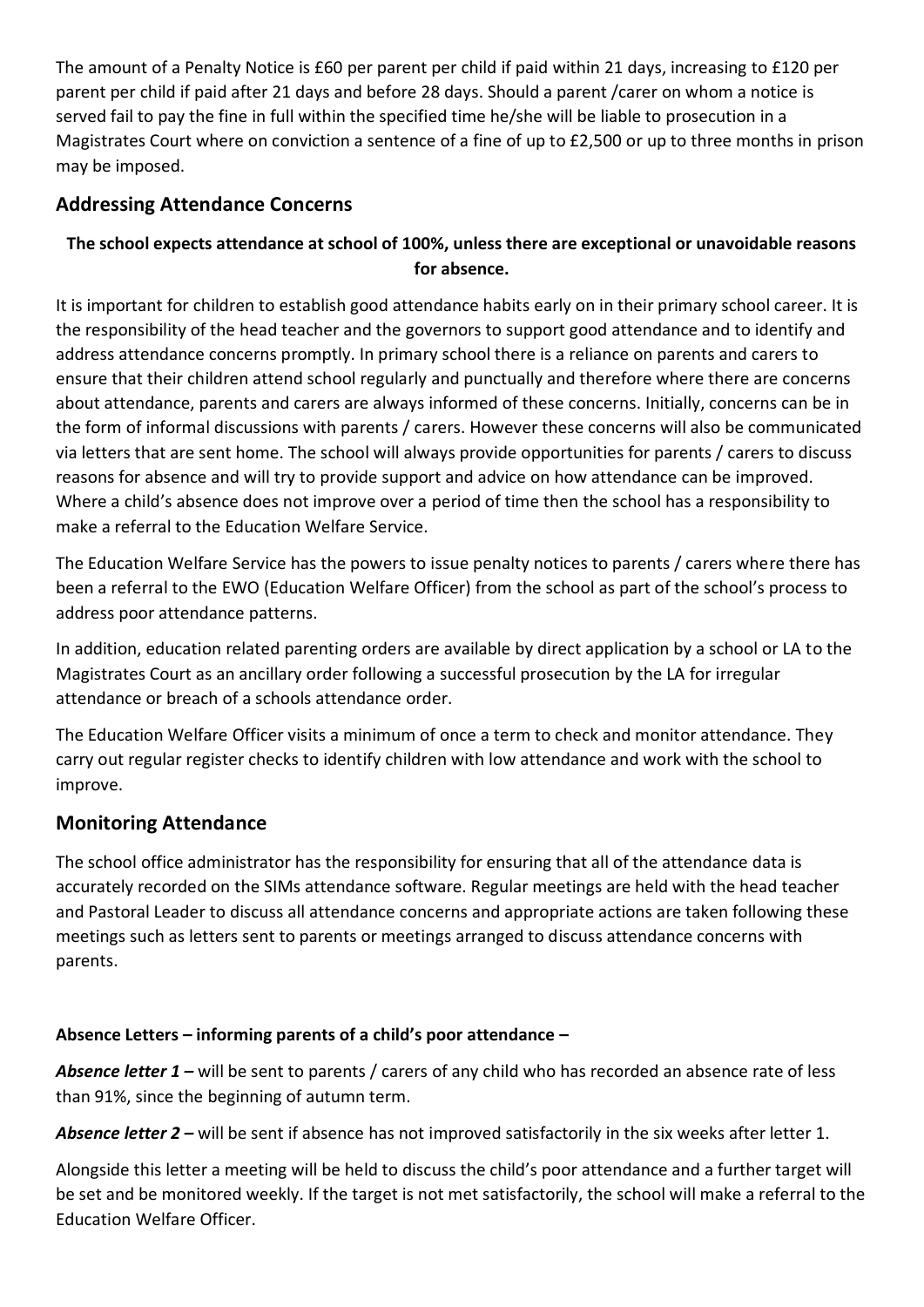The amount of a Penalty Notice is £60 per parent per child if paid within 21 days, increasing to £120 per parent per child if paid after 21 days and before 28 days. Should a parent /carer on whom a notice is served fail to pay the fine in full within the specified time he/she will be liable to prosecution in a Magistrates Court where on conviction a sentence of a fine of up to £2,500 or up to three months in prison may be imposed.

## Addressing Attendance Concerns

**The school expects attendance at school of 100%, unless there are exceptional or unavoidable reasons for absence.**

It is important for children to establish good attendance habits early on in their primary school career. It is the responsibility of the head teacher and the governors to support good attendance and to identify and address attendance concerns promptly. In primary school there is a reliance on parents and carers to ensure that their children attend school regularly and punctually and therefore where there are concerns about attendance, parents and carers are always informed of these concerns. Initially, concerns can be in the form of informal discussions with parents / carers. However these concerns will also be communicated via letters that are sent home. The school will always provide opportunities for parents / carers to discuss reasons for absence and will try to provide support and advice on how attendance can be improved. Where a child's absence does not improve over a period of time then the school has a responsibility to make a referral to the Education Welfare Service.

The Education Welfare Service has the powers to issue penalty notices to parents / carers where there has been a referral to the EWO (Education Welfare Officer) from the school as part of the school's process to address poor attendance patterns.

In addition, education related parenting orders are available by direct application by a school or LA to the Magistrates Court as an ancillary order following a successful prosecution by the LA for irregular attendance or breach of a schools attendance order.

The Education Welfare Officer visits a minimum of once a term to check and monitor attendance. They carry out regular register checks to identify children with low attendance and work with the school to improve.

## Monitoring Attendance

The school office administrator has the responsibility for ensuring that all of the attendance data is accurately recorded on the SIMs attendance software. Regular meetings are held with the head teacher and Pastoral Leader to discuss all attendance concerns and appropriate actions are taken following these meetings such as letters sent to parents or meetings arranged to discuss attendance concerns with parents.

**Absence Letters – informing parents of a child's poor attendance –**

***Absence letter 1 –*** will be sent to parents / carers of any child who has recorded an absence rate of less than 91%, since the beginning of autumn term.

***Absence letter 2 –*** will be sent if absence has not improved satisfactorily in the six weeks after letter 1.

Alongside this letter a meeting will be held to discuss the child's poor attendance and a further target will be set and be monitored weekly. If the target is not met satisfactorily, the school will make a referral to the Education Welfare Officer.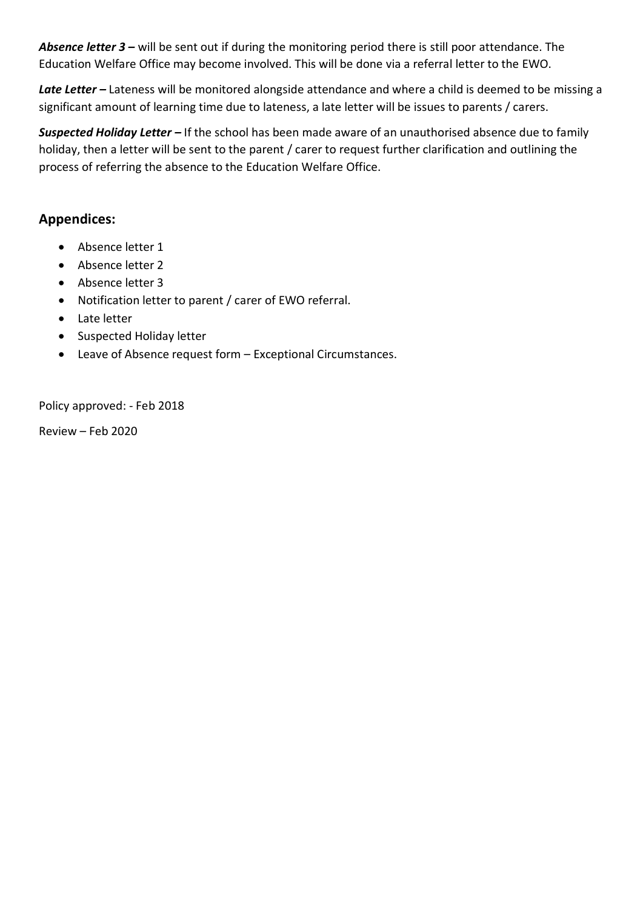***Absence letter 3 –*** will be sent out if during the monitoring period there is still poor attendance. The Education Welfare Office may become involved. This will be done via a referral letter to the EWO.

***Late Letter –*** Lateness will be monitored alongside attendance and where a child is deemed to be missing a significant amount of learning time due to lateness, a late letter will be issues to parents / carers.

***Suspected Holiday Letter –*** If the school has been made aware of an unauthorised absence due to family holiday, then a letter will be sent to the parent / carer to request further clarification and outlining the process of referring the absence to the Education Welfare Office.

## Appendices:

- Absence letter 1
- Absence letter 2
- Absence letter 3
- Notification letter to parent / carer of EWO referral.
- Late letter
- Suspected Holiday letter
- Leave of Absence request form – Exceptional Circumstances.

Policy approved: - Feb 2018

Review – Feb 2020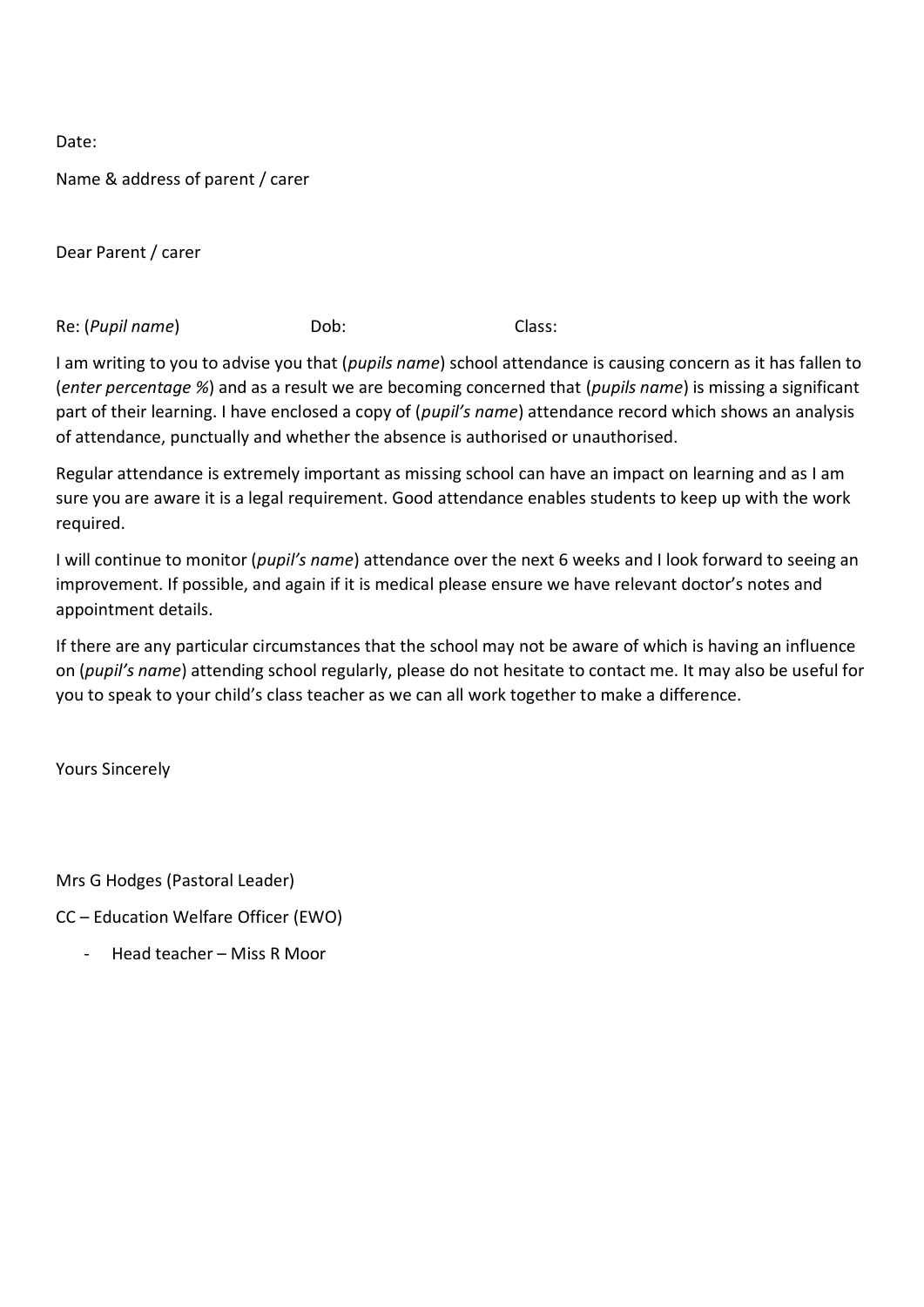Date:

Name & address of parent / carer

Dear Parent / carer

Re: (*Pupil name*) Dob: Class:

I am writing to you to advise you that (*pupils name*) school attendance is causing concern as it has fallen to (*enter percentage %*) and as a result we are becoming concerned that (*pupils name*) is missing a significant part of their learning. I have enclosed a copy of (*pupil's name*) attendance record which shows an analysis of attendance, punctually and whether the absence is authorised or unauthorised.

Regular attendance is extremely important as missing school can have an impact on learning and as I am sure you are aware it is a legal requirement. Good attendance enables students to keep up with the work required.

I will continue to monitor (*pupil's name*) attendance over the next 6 weeks and I look forward to seeing an improvement. If possible, and again if it is medical please ensure we have relevant doctor's notes and appointment details.

If there are any particular circumstances that the school may not be aware of which is having an influence on (*pupil's name*) attending school regularly, please do not hesitate to contact me. It may also be useful for you to speak to your child's class teacher as we can all work together to make a difference.

Yours Sincerely

Mrs G Hodges (Pastoral Leader)

CC – Education Welfare Officer (EWO)

- Head teacher – Miss R Moor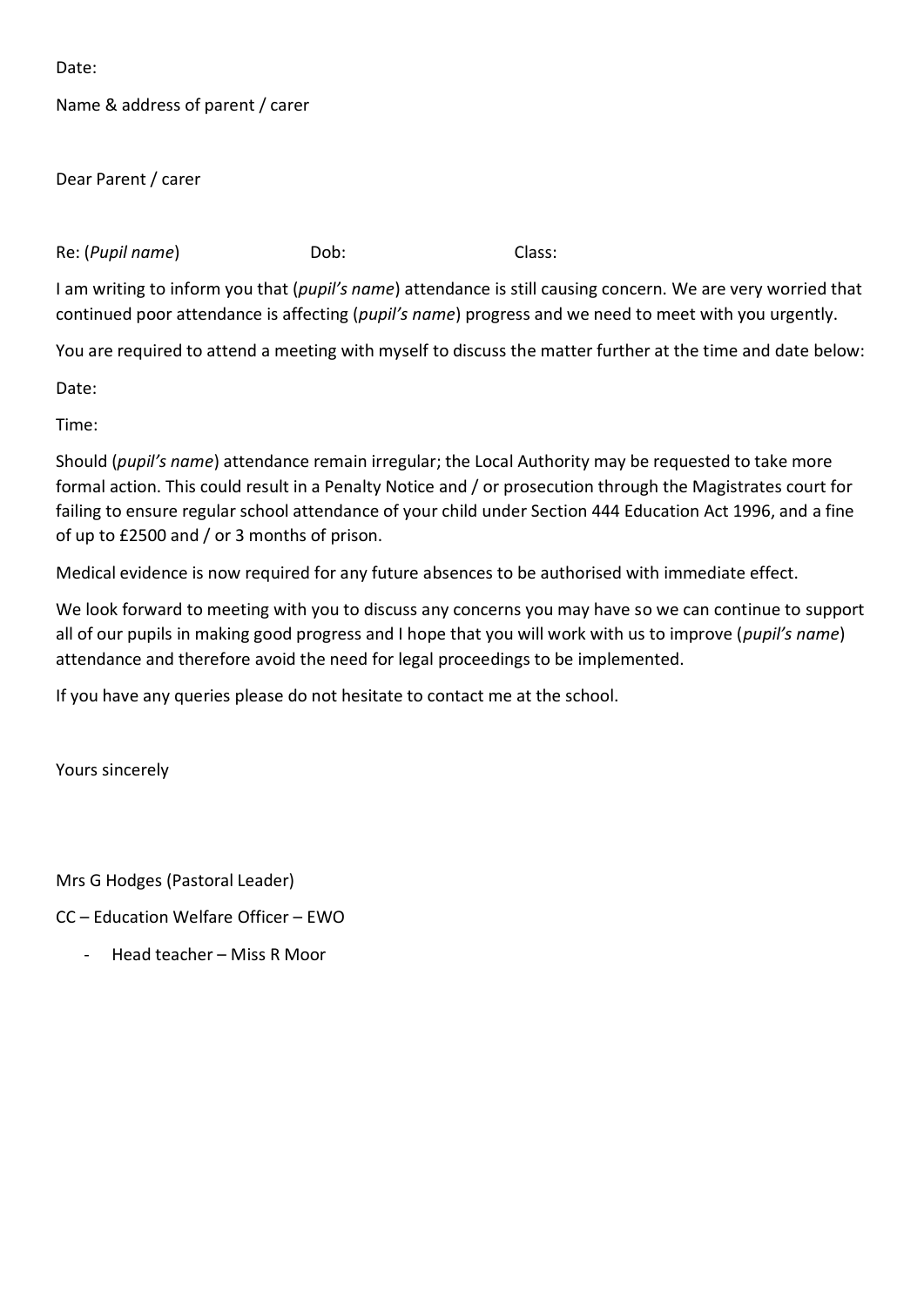Date:

Name & address of parent / carer

Dear Parent / carer

Re: (*Pupil name*) Dob: Class:

I am writing to inform you that (*pupil's name*) attendance is still causing concern. We are very worried that continued poor attendance is affecting (*pupil's name*) progress and we need to meet with you urgently.

You are required to attend a meeting with myself to discuss the matter further at the time and date below:

Date:

Time:

Should (*pupil's name*) attendance remain irregular; the Local Authority may be requested to take more formal action. This could result in a Penalty Notice and / or prosecution through the Magistrates court for failing to ensure regular school attendance of your child under Section 444 Education Act 1996, and a fine of up to £2500 and / or 3 months of prison.

Medical evidence is now required for any future absences to be authorised with immediate effect.

We look forward to meeting with you to discuss any concerns you may have so we can continue to support all of our pupils in making good progress and I hope that you will work with us to improve (*pupil's name*) attendance and therefore avoid the need for legal proceedings to be implemented.

If you have any queries please do not hesitate to contact me at the school.

Yours sincerely

Mrs G Hodges (Pastoral Leader)

CC – Education Welfare Officer – EWO

- Head teacher – Miss R Moor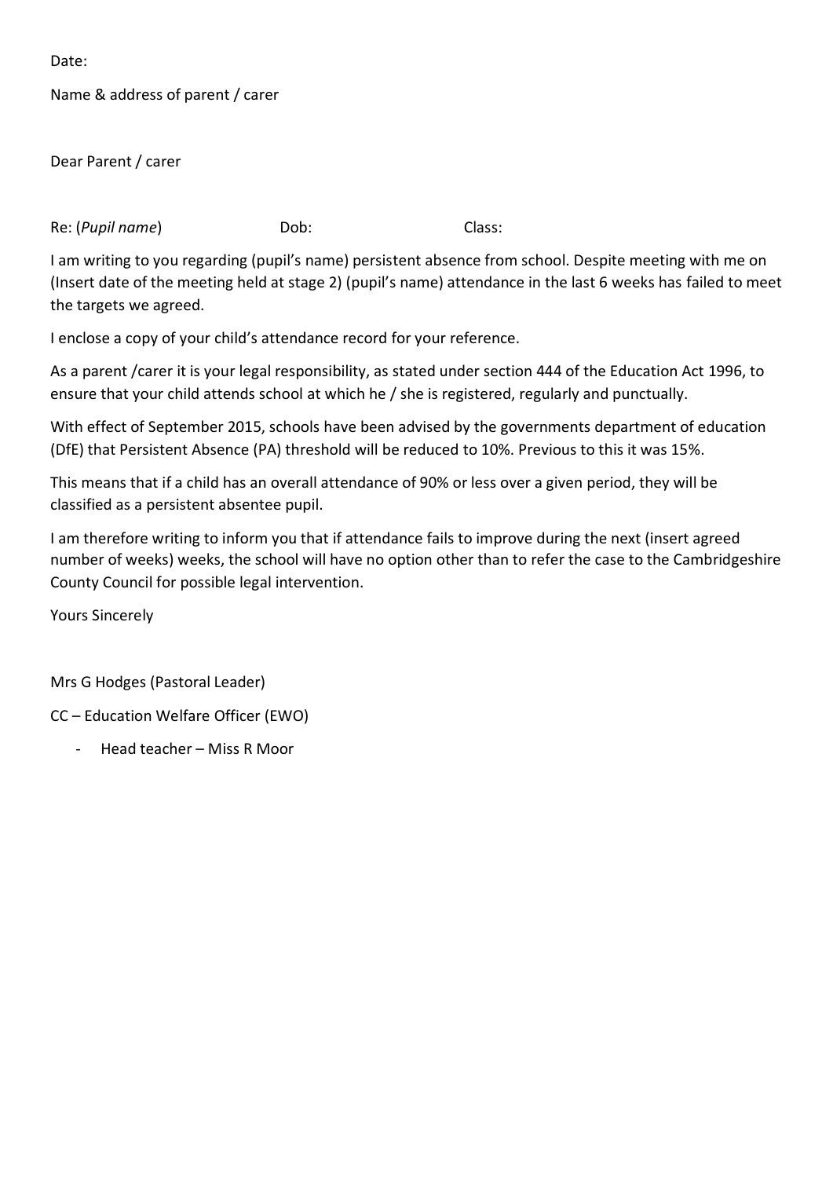Date:

Name & address of parent / carer

Dear Parent / carer

Re: (*Pupil name*) Dob: Class:

I am writing to you regarding (pupil's name) persistent absence from school. Despite meeting with me on (Insert date of the meeting held at stage 2) (pupil's name) attendance in the last 6 weeks has failed to meet the targets we agreed.

I enclose a copy of your child's attendance record for your reference.

As a parent /carer it is your legal responsibility, as stated under section 444 of the Education Act 1996, to ensure that your child attends school at which he / she is registered, regularly and punctually.

With effect of September 2015, schools have been advised by the governments department of education (DfE) that Persistent Absence (PA) threshold will be reduced to 10%. Previous to this it was 15%.

This means that if a child has an overall attendance of 90% or less over a given period, they will be classified as a persistent absentee pupil.

I am therefore writing to inform you that if attendance fails to improve during the next (insert agreed number of weeks) weeks, the school will have no option other than to refer the case to the Cambridgeshire County Council for possible legal intervention.

Yours Sincerely

Mrs G Hodges (Pastoral Leader)

CC – Education Welfare Officer (EWO)

- Head teacher – Miss R Moor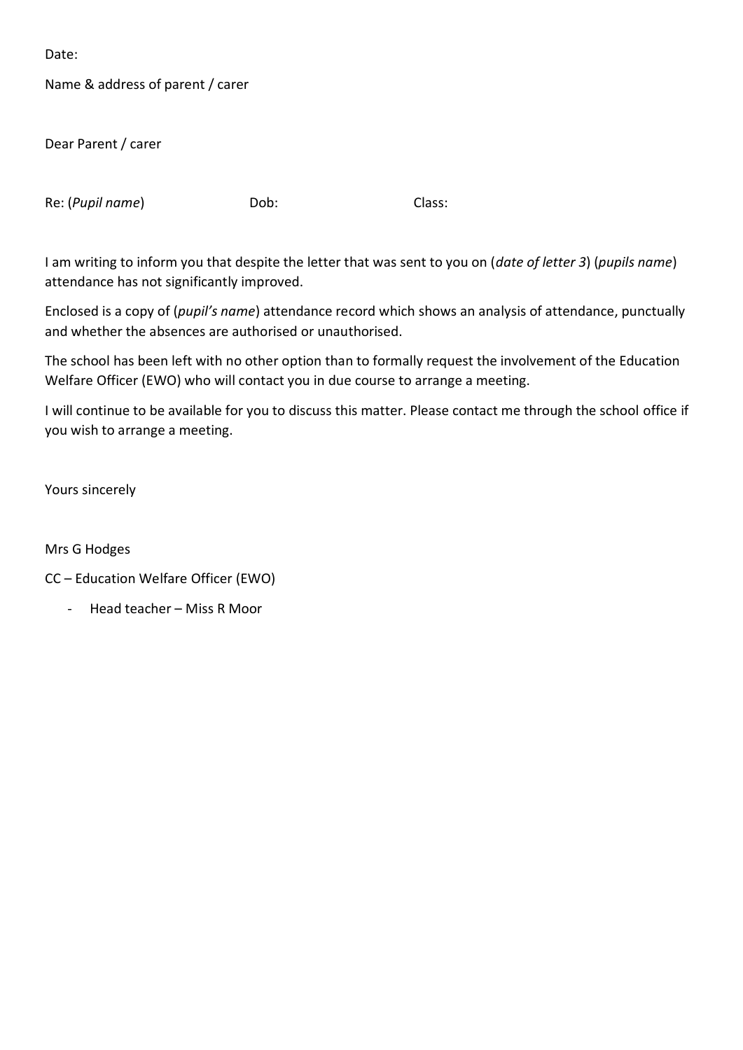Date:

Name & address of parent / carer

Dear Parent / carer

Re: (*Pupil name*) Dob: Class:

I am writing to inform you that despite the letter that was sent to you on (*date of letter 3*) (*pupils name*) attendance has not significantly improved.

Enclosed is a copy of (*pupil's name*) attendance record which shows an analysis of attendance, punctually and whether the absences are authorised or unauthorised.

The school has been left with no other option than to formally request the involvement of the Education Welfare Officer (EWO) who will contact you in due course to arrange a meeting.

I will continue to be available for you to discuss this matter. Please contact me through the school office if you wish to arrange a meeting.

Yours sincerely

Mrs G Hodges

CC – Education Welfare Officer (EWO)

- Head teacher – Miss R Moor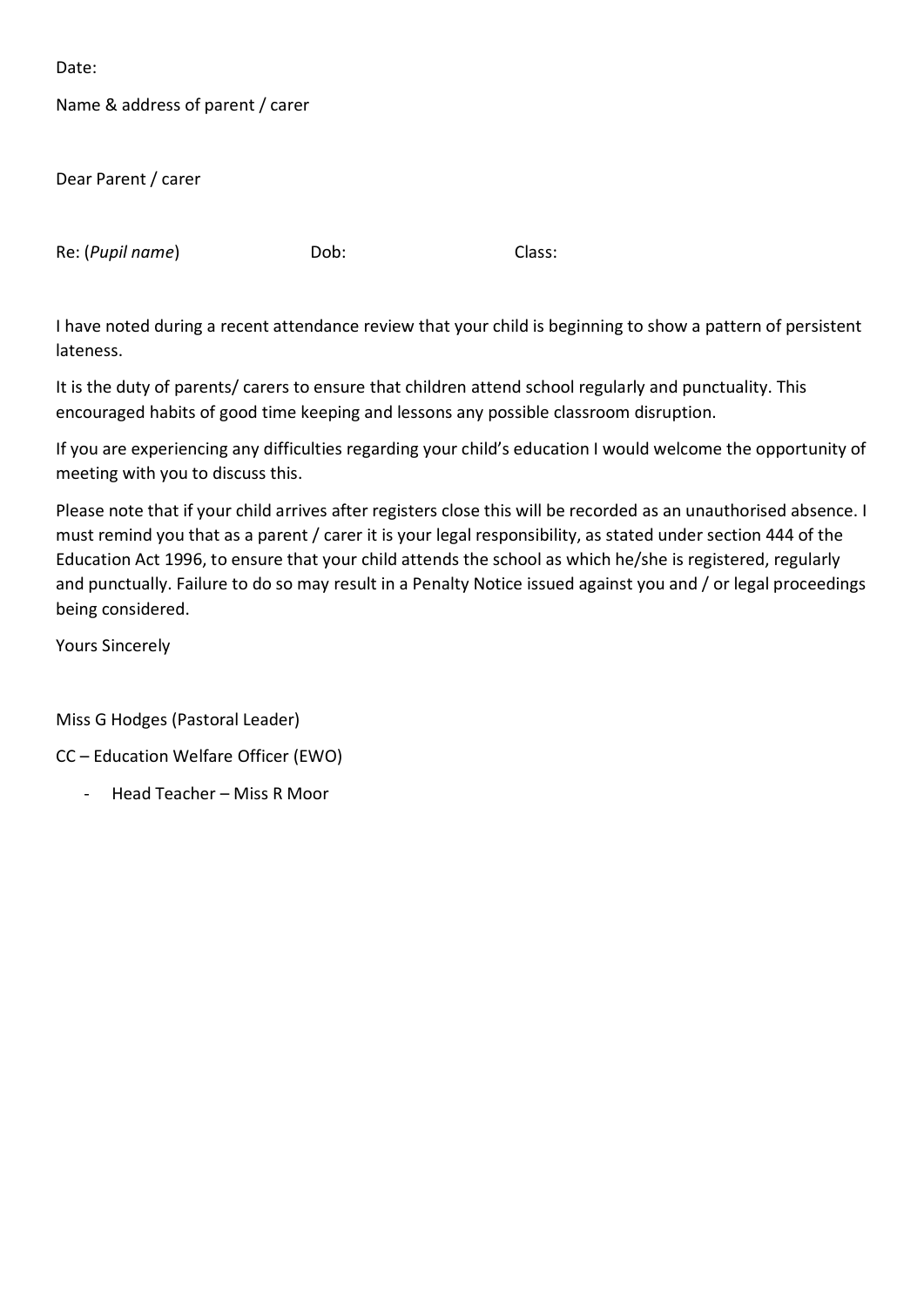Date:

Name & address of parent / carer

Dear Parent / carer

Re: (*Pupil name*) Dob: Class:

I have noted during a recent attendance review that your child is beginning to show a pattern of persistent lateness.

It is the duty of parents/ carers to ensure that children attend school regularly and punctuality. This encouraged habits of good time keeping and lessons any possible classroom disruption.

If you are experiencing any difficulties regarding your child's education I would welcome the opportunity of meeting with you to discuss this.

Please note that if your child arrives after registers close this will be recorded as an unauthorised absence. I must remind you that as a parent / carer it is your legal responsibility, as stated under section 444 of the Education Act 1996, to ensure that your child attends the school as which he/she is registered, regularly and punctually. Failure to do so may result in a Penalty Notice issued against you and / or legal proceedings being considered.

Yours Sincerely

Miss G Hodges (Pastoral Leader)

CC – Education Welfare Officer (EWO)

- Head Teacher – Miss R Moor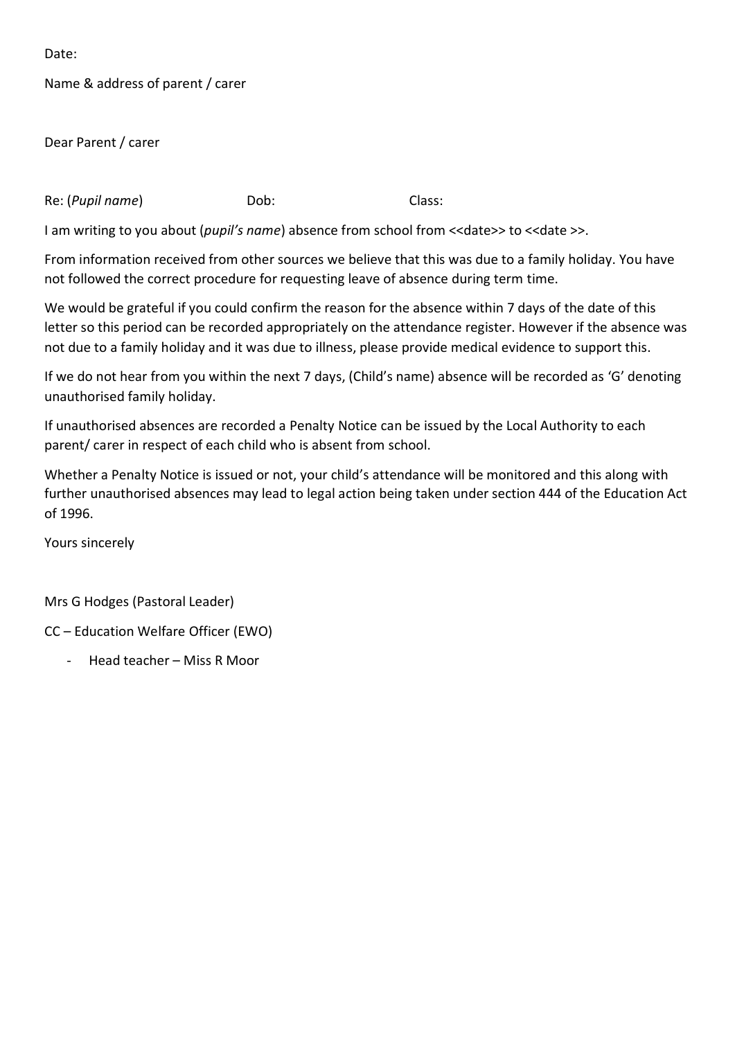Date:

Name & address of parent / carer

Dear Parent / carer

Re: (*Pupil name*) Dob: Class:

I am writing to you about (*pupil's name*) absence from school from <<date>> to <<date >>.

From information received from other sources we believe that this was due to a family holiday. You have not followed the correct procedure for requesting leave of absence during term time.

We would be grateful if you could confirm the reason for the absence within 7 days of the date of this letter so this period can be recorded appropriately on the attendance register. However if the absence was not due to a family holiday and it was due to illness, please provide medical evidence to support this.

If we do not hear from you within the next 7 days, (Child's name) absence will be recorded as 'G' denoting unauthorised family holiday.

If unauthorised absences are recorded a Penalty Notice can be issued by the Local Authority to each parent/ carer in respect of each child who is absent from school.

Whether a Penalty Notice is issued or not, your child's attendance will be monitored and this along with further unauthorised absences may lead to legal action being taken under section 444 of the Education Act of 1996.

Yours sincerely

Mrs G Hodges (Pastoral Leader)

CC – Education Welfare Officer (EWO)

- Head teacher – Miss R Moor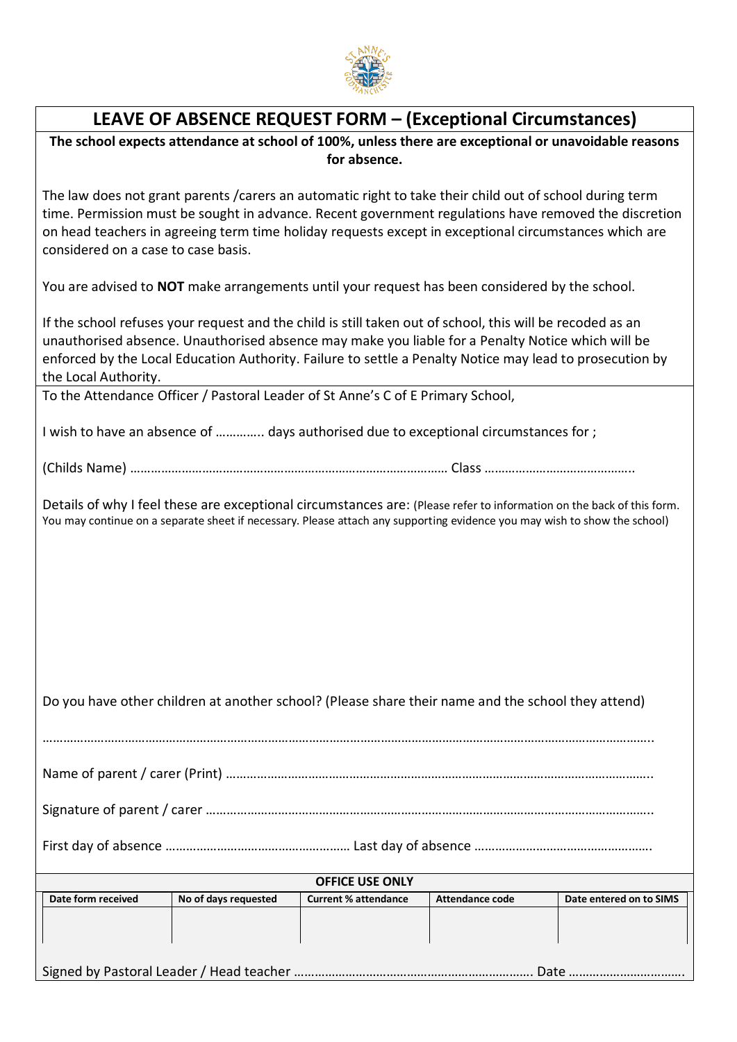# LEAVE OF ABSENCE REQUEST FORM – (Exceptional Circumstances)

**The school expects attendance at school of 100%, unless there are exceptional or unavoidable reasons for absence.**

The law does not grant parents /carers an automatic right to take their child out of school during term time. Permission must be sought in advance. Recent government regulations have removed the discretion on head teachers in agreeing term time holiday requests except in exceptional circumstances which are considered on a case to case basis.

You are advised to **NOT** make arrangements until your request has been considered by the school.

If the school refuses your request and the child is still taken out of school, this will be recoded as an unauthorised absence. Unauthorised absence may make you liable for a Penalty Notice which will be enforced by the Local Education Authority. Failure to settle a Penalty Notice may lead to prosecution by the Local Authority.

To the Attendance Officer / Pastoral Leader of St Anne's C of E Primary School,

I wish to have an absence of ………….. days authorised due to exceptional circumstances for ;

(Childs Name) ………………………………………………………………………………… Class ……………………………………..

Details of why I feel these are exceptional circumstances are: (Please refer to information on the back of this form. You may continue on a separate sheet if necessary. Please attach any supporting evidence you may wish to show the school)

Do you have other children at another school? (Please share their name and the school they attend)

……………………………………………………………………………………………………………………………………………………..

Name of parent / carer (Print) ………………………………………………………………………………………………………..

Signature of parent / carer ……………………………………………………………………………………………………………..

First day of absence ……………………………………………… Last day of absence …………………………………………….

**OFFICE USE ONLY**

| Date form received | No of days requested | Current % attendance | Attendance code | Date entered on to SIMS |
|---|---|---|---|---|
| | | | | |

Signed by Pastoral Leader / Head teacher ……………………………………………………………. Date …………………………….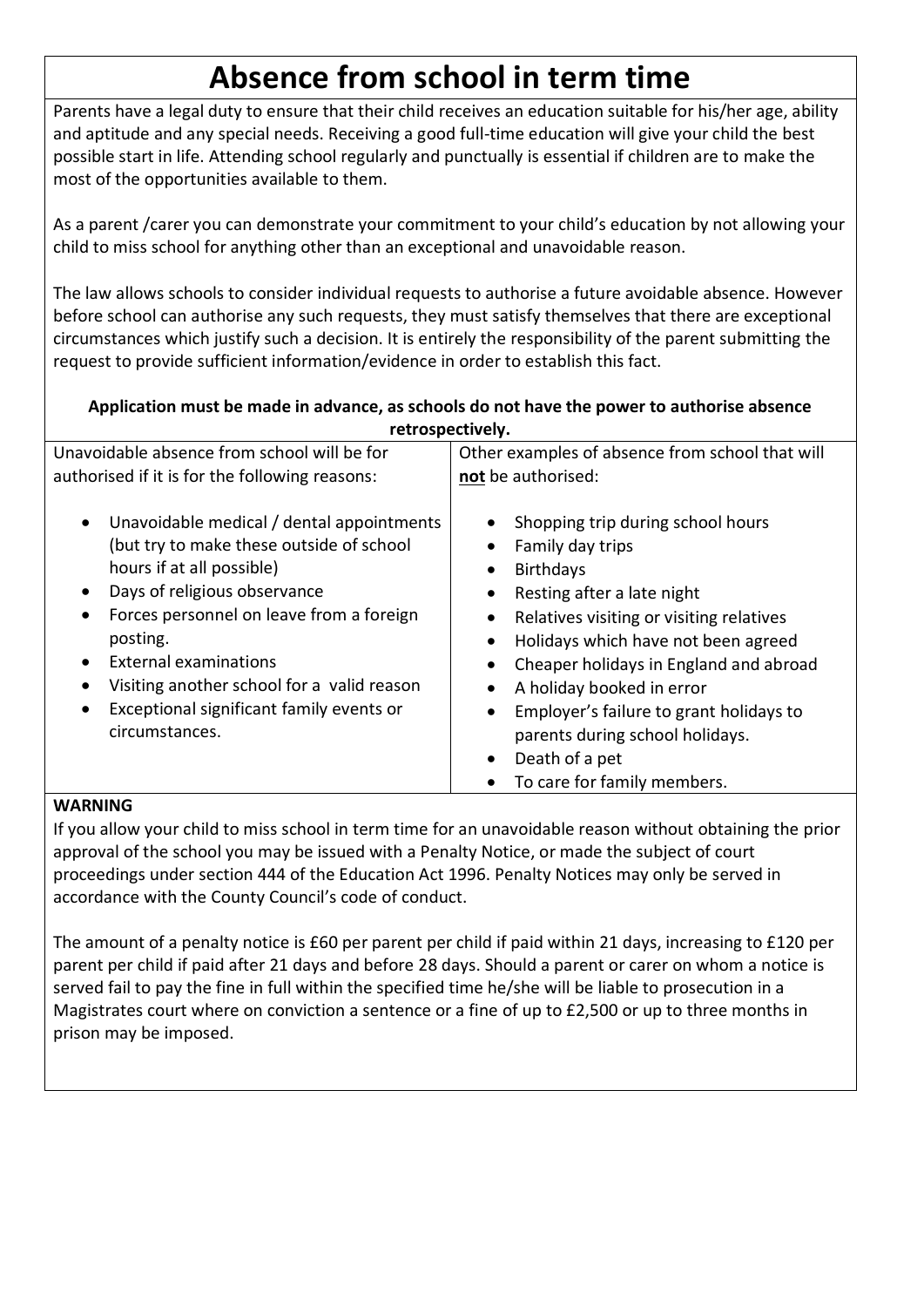# Absence from school in term time

Parents have a legal duty to ensure that their child receives an education suitable for his/her age, ability and aptitude and any special needs. Receiving a good full-time education will give your child the best possible start in life. Attending school regularly and punctually is essential if children are to make the most of the opportunities available to them.

As a parent /carer you can demonstrate your commitment to your child's education by not allowing your child to miss school for anything other than an exceptional and unavoidable reason.

The law allows schools to consider individual requests to authorise a future avoidable absence. However before school can authorise any such requests, they must satisfy themselves that there are exceptional circumstances which justify such a decision. It is entirely the responsibility of the parent submitting the request to provide sufficient information/evidence in order to establish this fact.

**Application must be made in advance, as schools do not have the power to authorise absence retrospectively.**

| Unavoidable absence from school will be for authorised if it is for the following reasons: | Other examples of absence from school that will **not** be authorised: |
|---|---|
| • Unavoidable medical / dental appointments (but try to make these outside of school hours if at all possible)<br>• Days of religious observance<br>• Forces personnel on leave from a foreign posting.<br>• External examinations<br>• Visiting another school for a valid reason<br>• Exceptional significant family events or circumstances. | • Shopping trip during school hours<br>• Family day trips<br>• Birthdays<br>• Resting after a late night<br>• Relatives visiting or visiting relatives<br>• Holidays which have not been agreed<br>• Cheaper holidays in England and abroad<br>• A holiday booked in error<br>• Employer's failure to grant holidays to parents during school holidays.<br>• Death of a pet<br>• To care for family members. |

**WARNING**

If you allow your child to miss school in term time for an unavoidable reason without obtaining the prior approval of the school you may be issued with a Penalty Notice, or made the subject of court proceedings under section 444 of the Education Act 1996. Penalty Notices may only be served in accordance with the County Council's code of conduct.

The amount of a penalty notice is £60 per parent per child if paid within 21 days, increasing to £120 per parent per child if paid after 21 days and before 28 days. Should a parent or carer on whom a notice is served fail to pay the fine in full within the specified time he/she will be liable to prosecution in a Magistrates court where on conviction a sentence or a fine of up to £2,500 or up to three months in prison may be imposed.